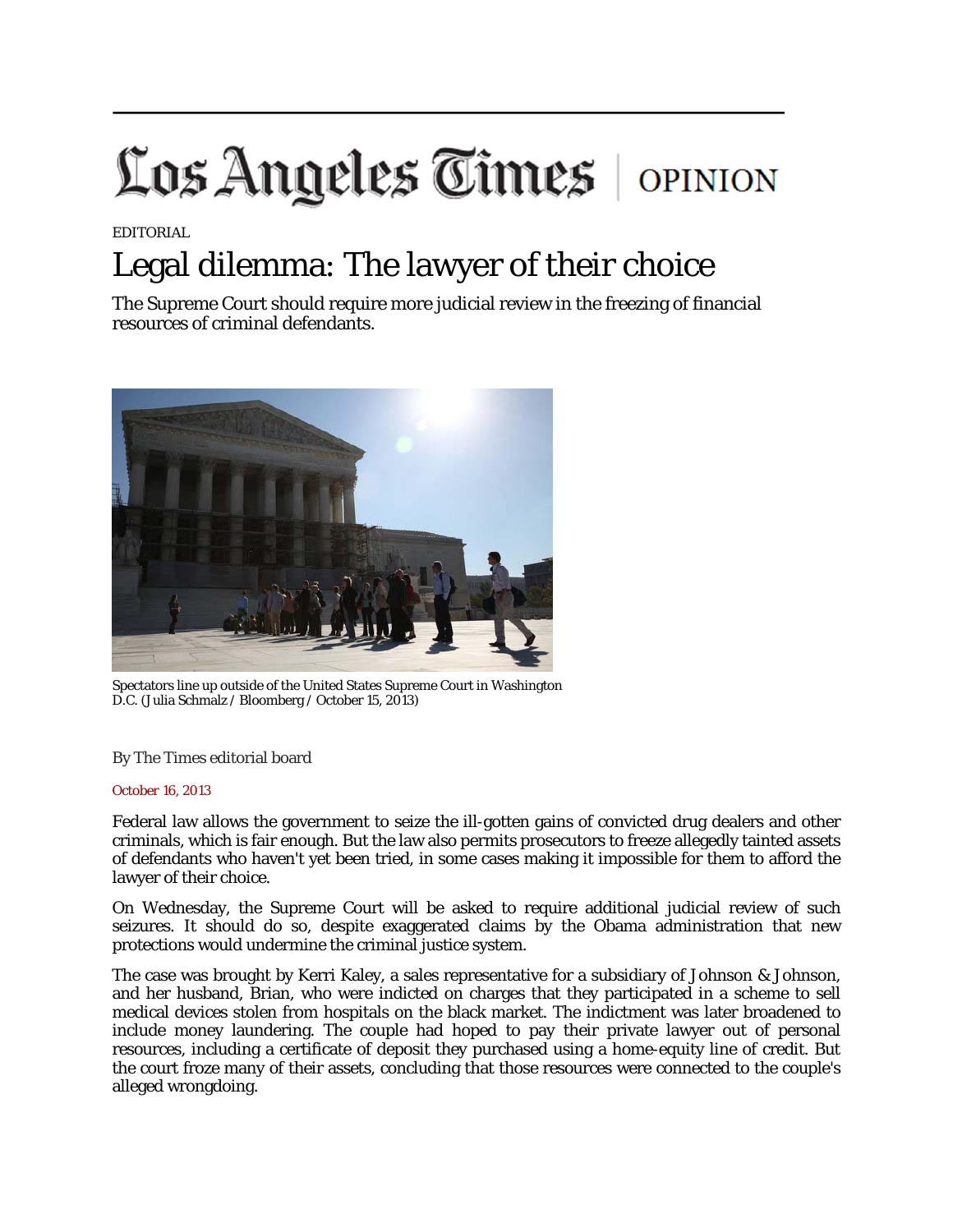# Los Angeles Times | OPINION

EDITORIAL

## Legal dilemma: The lawyer of their choice

The Supreme Court should require more judicial review in the freezing of financial resources of criminal defendants.

Spectators line up outside of the United States Supreme Court in Washington D.C. (Julia Schmalz / Bloomberg / October 15, 2013)

By The Times editorial board

October 16, 2013

Federal law allows the government to seize the ill-gotten gains of convicted drug dealers and other criminals, which is fair enough. But the law also permits prosecutors to freeze allegedly tainted assets of defendants who haven't yet been tried, in some cases making it impossible for them to afford the lawyer of their choice.

On Wednesday, the Supreme Court will be asked to require additional judicial review of such seizures. It should do so, despite exaggerated claims by the Obama administration that new protections would undermine the criminal justice system.

The case was brought by Kerri Kaley, a sales representative for a subsidiary of Johnson & Johnson, and her husband, Brian, who were indicted on charges that they participated in a scheme to sell medical devices stolen from hospitals on the black market. The indictment was later broadened to include money laundering. The couple had hoped to pay their private lawyer out of personal resources, including a certificate of deposit they purchased using a home-equity line of credit. But the court froze many of their assets, concluding that those resources were connected to the couple's alleged wrongdoing.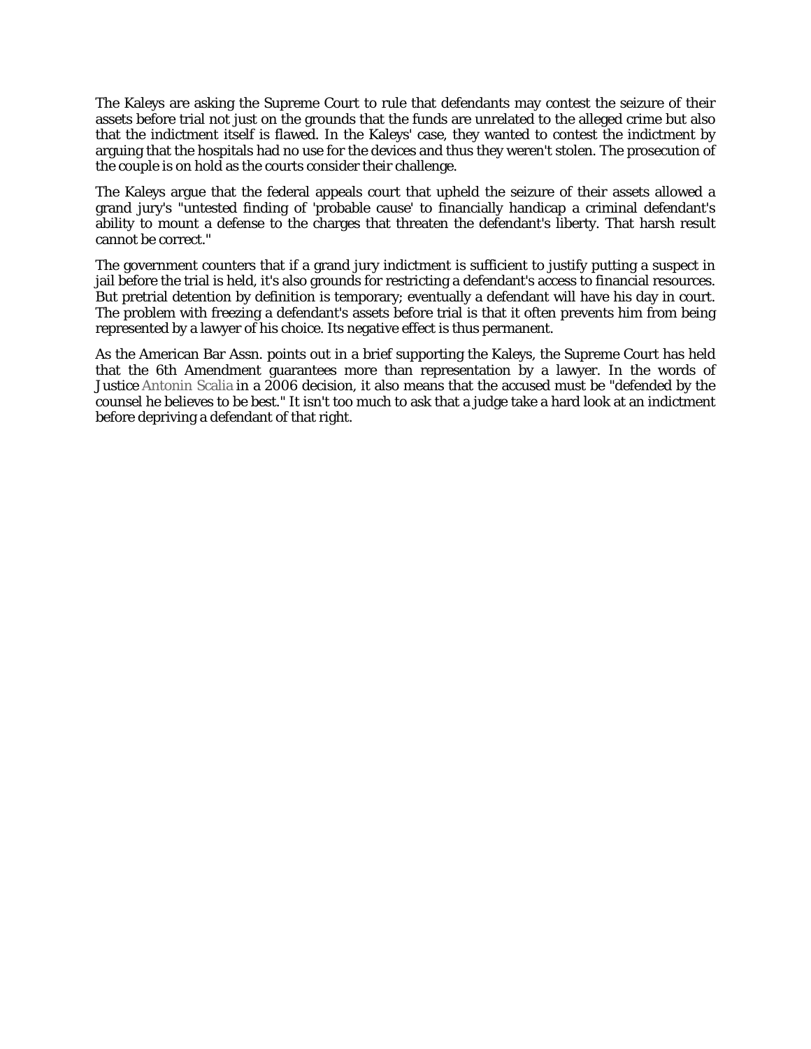The Kaleys are asking the Supreme Court to rule that defendants may contest the seizure of their assets before trial not just on the grounds that the funds are unrelated to the alleged crime but also that the indictment itself is flawed. In the Kaleys' case, they wanted to contest the indictment by arguing that the hospitals had no use for the devices and thus they weren't stolen. The prosecution of the couple is on hold as the courts consider their challenge.

The Kaleys argue that the federal appeals court that upheld the seizure of their assets allowed a grand jury's "untested finding of 'probable cause' to financially handicap a criminal defendant's ability to mount a defense to the charges that threaten the defendant's liberty. That harsh result cannot be correct."

The government counters that if a grand jury indictment is sufficient to justify putting a suspect in jail before the trial is held, it's also grounds for restricting a defendant's access to financial resources. But pretrial detention by definition is temporary; eventually a defendant will have his day in court. The problem with freezing a defendant's assets before trial is that it often prevents him from being represented by a lawyer of his choice. Its negative effect is thus permanent.

As the American Bar Assn. points out in a brief supporting the Kaleys, the Supreme Court has held that the 6th Amendment guarantees more than representation by a lawyer. In the words of Justice Antonin Scalia in a 2006 decision, it also means that the accused must be "defended by the counsel he believes to be best." It isn't too much to ask that a judge take a hard look at an indictment before depriving a defendant of that right.